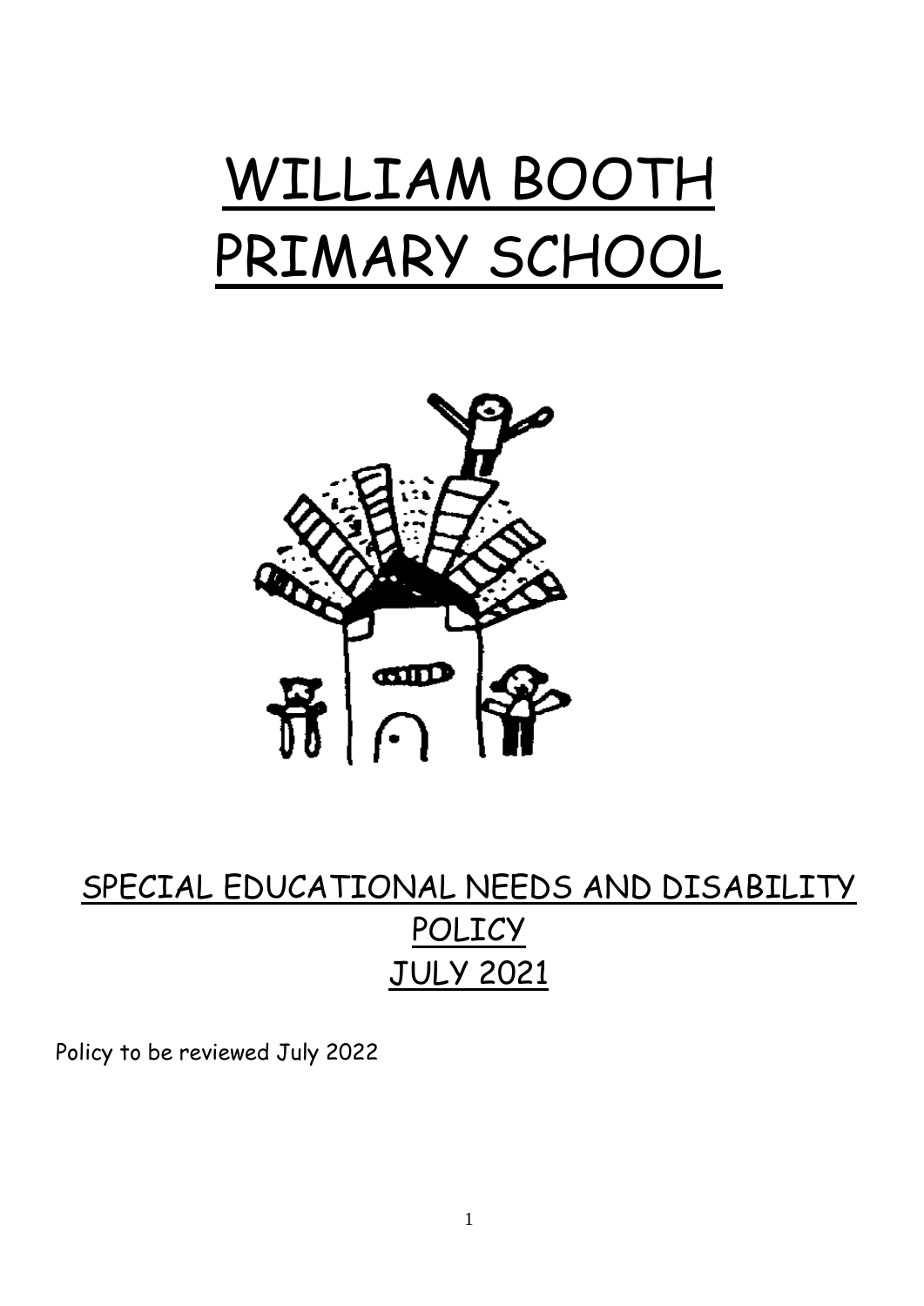# WILLIAM BOOTH PRIMARY SCHOOL

## SPECIAL EDUCATIONAL NEEDS AND DISABILITY POLICY
## JULY 2021

Policy to be reviewed July 2022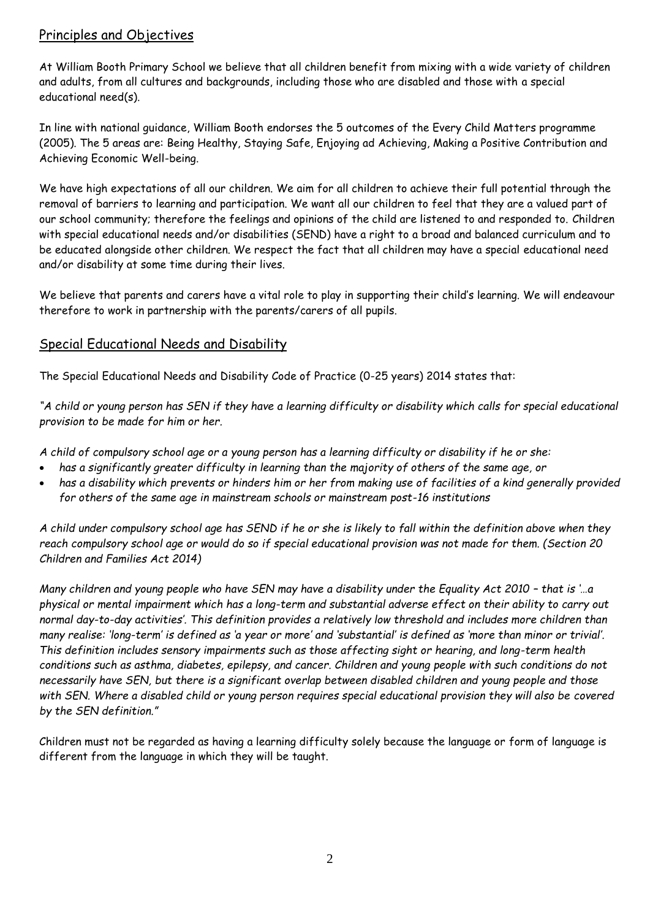## Principles and Objectives

At William Booth Primary School we believe that all children benefit from mixing with a wide variety of children and adults, from all cultures and backgrounds, including those who are disabled and those with a special educational need(s).

In line with national guidance, William Booth endorses the 5 outcomes of the Every Child Matters programme (2005). The 5 areas are: Being Healthy, Staying Safe, Enjoying ad Achieving, Making a Positive Contribution and Achieving Economic Well-being.

We have high expectations of all our children. We aim for all children to achieve their full potential through the removal of barriers to learning and participation. We want all our children to feel that they are a valued part of our school community; therefore the feelings and opinions of the child are listened to and responded to. Children with special educational needs and/or disabilities (SEND) have a right to a broad and balanced curriculum and to be educated alongside other children. We respect the fact that all children may have a special educational need and/or disability at some time during their lives.

We believe that parents and carers have a vital role to play in supporting their child's learning. We will endeavour therefore to work in partnership with the parents/carers of all pupils.

## Special Educational Needs and Disability

The Special Educational Needs and Disability Code of Practice (0-25 years) 2014 states that:

*"A child or young person has SEN if they have a learning difficulty or disability which calls for special educational provision to be made for him or her.*

*A child of compulsory school age or a young person has a learning difficulty or disability if he or she:*

- *has a significantly greater difficulty in learning than the majority of others of the same age, or*
- *has a disability which prevents or hinders him or her from making use of facilities of a kind generally provided for others of the same age in mainstream schools or mainstream post-16 institutions*

*A child under compulsory school age has SEND if he or she is likely to fall within the definition above when they reach compulsory school age or would do so if special educational provision was not made for them. (Section 20 Children and Families Act 2014)*

*Many children and young people who have SEN may have a disability under the Equality Act 2010 – that is '…a physical or mental impairment which has a long-term and substantial adverse effect on their ability to carry out normal day-to-day activities'. This definition provides a relatively low threshold and includes more children than many realise: 'long-term' is defined as 'a year or more' and 'substantial' is defined as 'more than minor or trivial'. This definition includes sensory impairments such as those affecting sight or hearing, and long-term health conditions such as asthma, diabetes, epilepsy, and cancer. Children and young people with such conditions do not necessarily have SEN, but there is a significant overlap between disabled children and young people and those with SEN. Where a disabled child or young person requires special educational provision they will also be covered by the SEN definition."*

Children must not be regarded as having a learning difficulty solely because the language or form of language is different from the language in which they will be taught.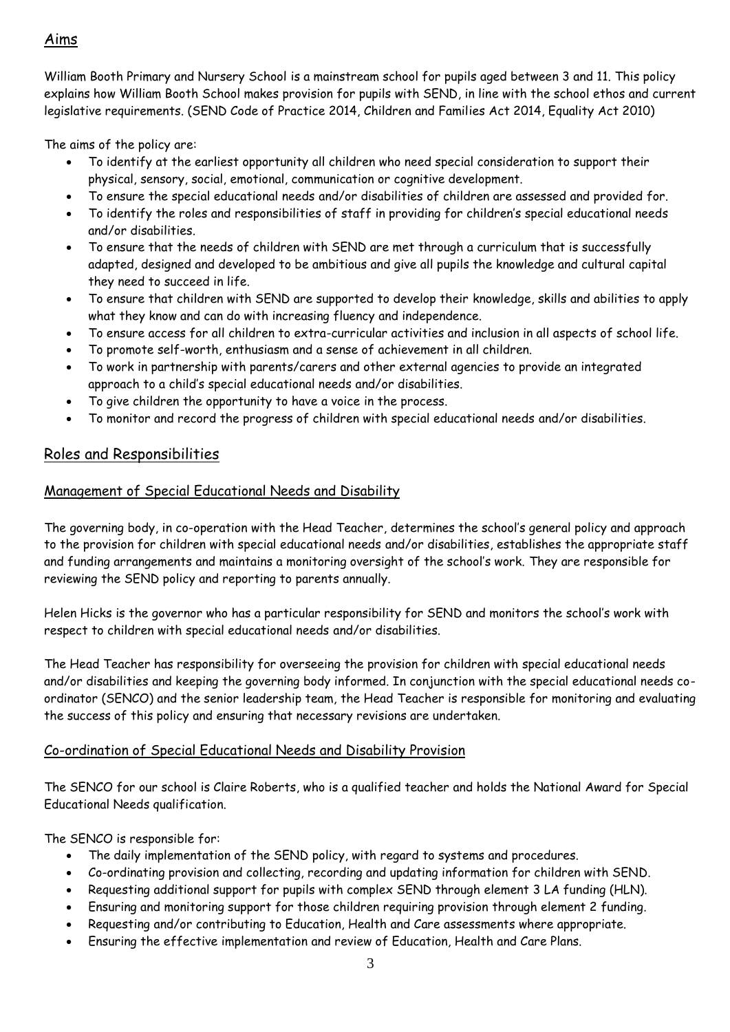## Aims

William Booth Primary and Nursery School is a mainstream school for pupils aged between 3 and 11. This policy explains how William Booth School makes provision for pupils with SEND, in line with the school ethos and current legislative requirements. (SEND Code of Practice 2014, Children and Families Act 2014, Equality Act 2010)

The aims of the policy are:

- To identify at the earliest opportunity all children who need special consideration to support their physical, sensory, social, emotional, communication or cognitive development.
- To ensure the special educational needs and/or disabilities of children are assessed and provided for.
- To identify the roles and responsibilities of staff in providing for children's special educational needs and/or disabilities.
- To ensure that the needs of children with SEND are met through a curriculum that is successfully adapted, designed and developed to be ambitious and give all pupils the knowledge and cultural capital they need to succeed in life.
- To ensure that children with SEND are supported to develop their knowledge, skills and abilities to apply what they know and can do with increasing fluency and independence.
- To ensure access for all children to extra-curricular activities and inclusion in all aspects of school life.
- To promote self-worth, enthusiasm and a sense of achievement in all children.
- To work in partnership with parents/carers and other external agencies to provide an integrated approach to a child's special educational needs and/or disabilities.
- To give children the opportunity to have a voice in the process.
- To monitor and record the progress of children with special educational needs and/or disabilities.

## Roles and Responsibilities

### Management of Special Educational Needs and Disability

The governing body, in co-operation with the Head Teacher, determines the school's general policy and approach to the provision for children with special educational needs and/or disabilities, establishes the appropriate staff and funding arrangements and maintains a monitoring oversight of the school's work. They are responsible for reviewing the SEND policy and reporting to parents annually.

Helen Hicks is the governor who has a particular responsibility for SEND and monitors the school's work with respect to children with special educational needs and/or disabilities.

The Head Teacher has responsibility for overseeing the provision for children with special educational needs and/or disabilities and keeping the governing body informed. In conjunction with the special educational needs co-ordinator (SENCO) and the senior leadership team, the Head Teacher is responsible for monitoring and evaluating the success of this policy and ensuring that necessary revisions are undertaken.

### Co-ordination of Special Educational Needs and Disability Provision

The SENCO for our school is Claire Roberts, who is a qualified teacher and holds the National Award for Special Educational Needs qualification.

The SENCO is responsible for:

- The daily implementation of the SEND policy, with regard to systems and procedures.
- Co-ordinating provision and collecting, recording and updating information for children with SEND.
- Requesting additional support for pupils with complex SEND through element 3 LA funding (HLN).
- Ensuring and monitoring support for those children requiring provision through element 2 funding.
- Requesting and/or contributing to Education, Health and Care assessments where appropriate.
- Ensuring the effective implementation and review of Education, Health and Care Plans.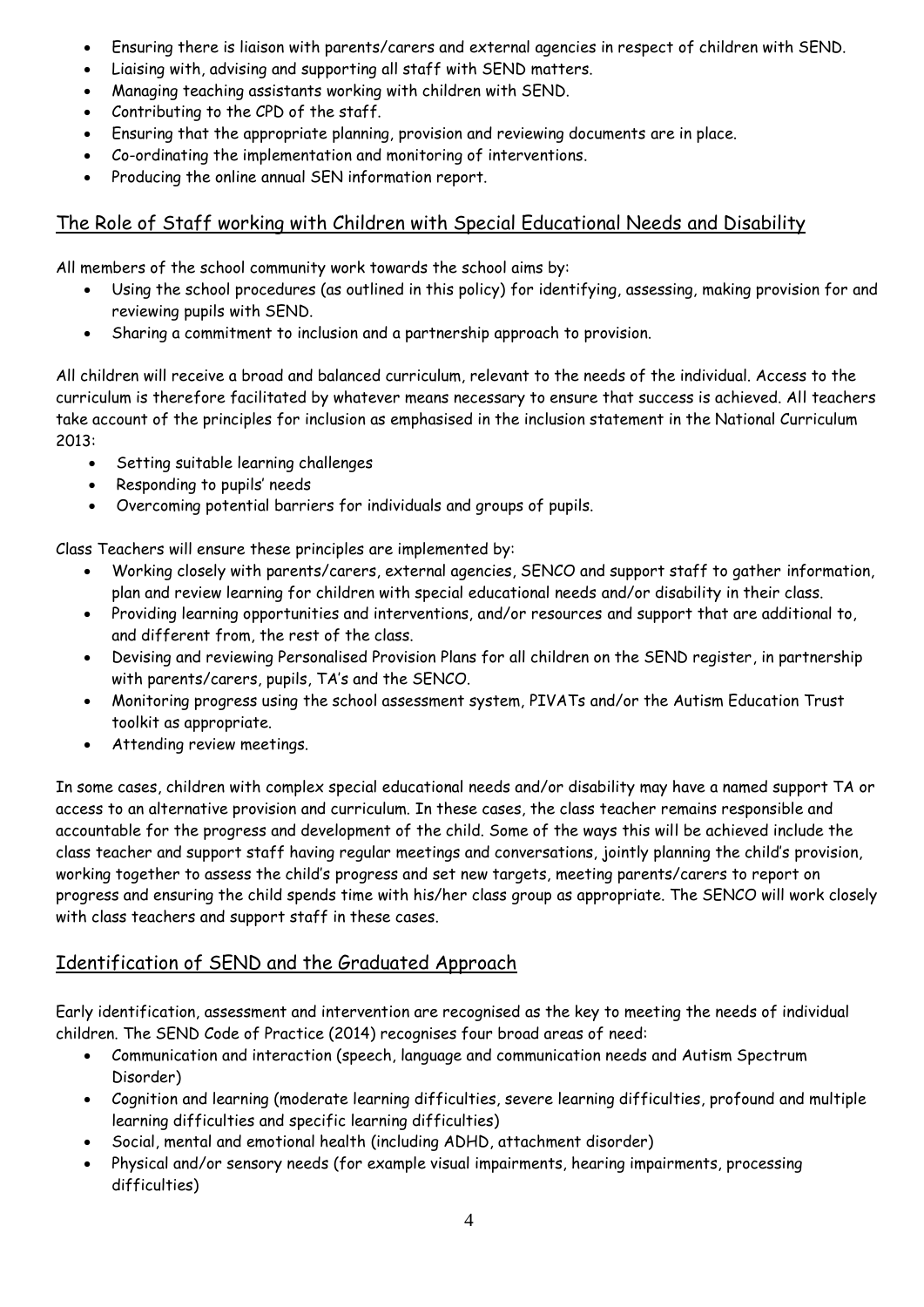- Ensuring there is liaison with parents/carers and external agencies in respect of children with SEND.
- Liaising with, advising and supporting all staff with SEND matters.
- Managing teaching assistants working with children with SEND.
- Contributing to the CPD of the staff.
- Ensuring that the appropriate planning, provision and reviewing documents are in place.
- Co-ordinating the implementation and monitoring of interventions.
- Producing the online annual SEN information report.

## The Role of Staff working with Children with Special Educational Needs and Disability

All members of the school community work towards the school aims by:

- Using the school procedures (as outlined in this policy) for identifying, assessing, making provision for and reviewing pupils with SEND.
- Sharing a commitment to inclusion and a partnership approach to provision.

All children will receive a broad and balanced curriculum, relevant to the needs of the individual. Access to the curriculum is therefore facilitated by whatever means necessary to ensure that success is achieved. All teachers take account of the principles for inclusion as emphasised in the inclusion statement in the National Curriculum 2013:

- Setting suitable learning challenges
- Responding to pupils' needs
- Overcoming potential barriers for individuals and groups of pupils.

Class Teachers will ensure these principles are implemented by:

- Working closely with parents/carers, external agencies, SENCO and support staff to gather information, plan and review learning for children with special educational needs and/or disability in their class.
- Providing learning opportunities and interventions, and/or resources and support that are additional to, and different from, the rest of the class.
- Devising and reviewing Personalised Provision Plans for all children on the SEND register, in partnership with parents/carers, pupils, TA's and the SENCO.
- Monitoring progress using the school assessment system, PIVATs and/or the Autism Education Trust toolkit as appropriate.
- Attending review meetings.

In some cases, children with complex special educational needs and/or disability may have a named support TA or access to an alternative provision and curriculum. In these cases, the class teacher remains responsible and accountable for the progress and development of the child. Some of the ways this will be achieved include the class teacher and support staff having regular meetings and conversations, jointly planning the child's provision, working together to assess the child's progress and set new targets, meeting parents/carers to report on progress and ensuring the child spends time with his/her class group as appropriate. The SENCO will work closely with class teachers and support staff in these cases.

## Identification of SEND and the Graduated Approach

Early identification, assessment and intervention are recognised as the key to meeting the needs of individual children. The SEND Code of Practice (2014) recognises four broad areas of need:

- Communication and interaction (speech, language and communication needs and Autism Spectrum Disorder)
- Cognition and learning (moderate learning difficulties, severe learning difficulties, profound and multiple learning difficulties and specific learning difficulties)
- Social, mental and emotional health (including ADHD, attachment disorder)
- Physical and/or sensory needs (for example visual impairments, hearing impairments, processing difficulties)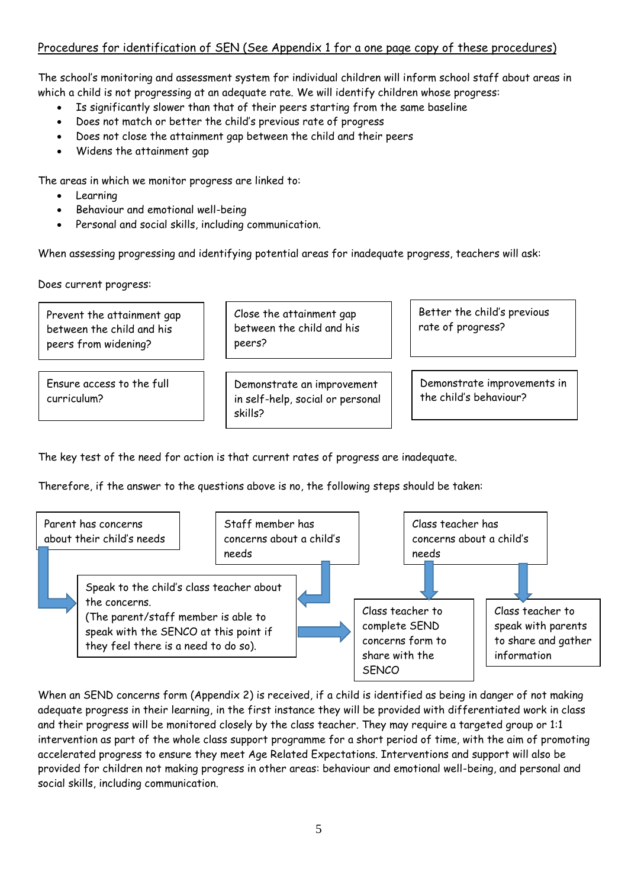Procedures for identification of SEN (See Appendix 1 for a one page copy of these procedures)

The school's monitoring and assessment system for individual children will inform school staff about areas in which a child is not progressing at an adequate rate. We will identify children whose progress:

- Is significantly slower than that of their peers starting from the same baseline
- Does not match or better the child's previous rate of progress
- Does not close the attainment gap between the child and their peers
- Widens the attainment gap

The areas in which we monitor progress are linked to:

- Learning
- Behaviour and emotional well-being
- Personal and social skills, including communication.

When assessing progressing and identifying potential areas for inadequate progress, teachers will ask:

Does current progress:

| | | |
|---|---|---|
| Prevent the attainment gap between the child and his peers from widening? | Close the attainment gap between the child and his peers? | Better the child's previous rate of progress? |
| Ensure access to the full curriculum? | Demonstrate an improvement in self-help, social or personal skills? | Demonstrate improvements in the child's behaviour? |

The key test of the need for action is that current rates of progress are inadequate.

Therefore, if the answer to the questions above is no, the following steps should be taken:

- Parent has concerns about their child's needs → Speak to the child's class teacher about the concerns.
- Staff member has concerns about a child's needs → Speak to the child's class teacher about the concerns.
  - (The parent/staff member is able to speak with the SENCO at this point if they feel there is a need to do so).
  - → Class teacher to complete SEND concerns form to share with the SENCO
- Class teacher has concerns about a child's needs → Class teacher to complete SEND concerns form to share with the SENCO
- Class teacher has concerns about a child's needs → Class teacher to speak with parents to share and gather information

When an SEND concerns form (Appendix 2) is received, if a child is identified as being in danger of not making adequate progress in their learning, in the first instance they will be provided with differentiated work in class and their progress will be monitored closely by the class teacher. They may require a targeted group or 1:1 intervention as part of the whole class support programme for a short period of time, with the aim of promoting accelerated progress to ensure they meet Age Related Expectations. Interventions and support will also be provided for children not making progress in other areas: behaviour and emotional well-being, and personal and social skills, including communication.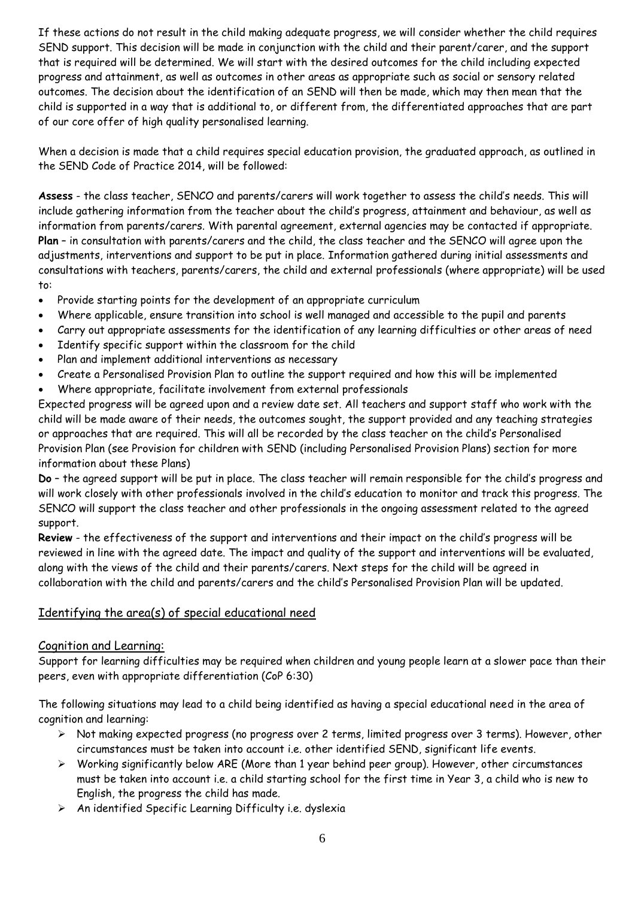If these actions do not result in the child making adequate progress, we will consider whether the child requires SEND support. This decision will be made in conjunction with the child and their parent/carer, and the support that is required will be determined. We will start with the desired outcomes for the child including expected progress and attainment, as well as outcomes in other areas as appropriate such as social or sensory related outcomes. The decision about the identification of an SEND will then be made, which may then mean that the child is supported in a way that is additional to, or different from, the differentiated approaches that are part of our core offer of high quality personalised learning.

When a decision is made that a child requires special education provision, the graduated approach, as outlined in the SEND Code of Practice 2014, will be followed:

**Assess** - the class teacher, SENCO and parents/carers will work together to assess the child's needs. This will include gathering information from the teacher about the child's progress, attainment and behaviour, as well as information from parents/carers. With parental agreement, external agencies may be contacted if appropriate.
**Plan** – in consultation with parents/carers and the child, the class teacher and the SENCO will agree upon the adjustments, interventions and support to be put in place. Information gathered during initial assessments and consultations with teachers, parents/carers, the child and external professionals (where appropriate) will be used to:

- Provide starting points for the development of an appropriate curriculum
- Where applicable, ensure transition into school is well managed and accessible to the pupil and parents
- Carry out appropriate assessments for the identification of any learning difficulties or other areas of need
- Identify specific support within the classroom for the child
- Plan and implement additional interventions as necessary
- Create a Personalised Provision Plan to outline the support required and how this will be implemented
- Where appropriate, facilitate involvement from external professionals

Expected progress will be agreed upon and a review date set. All teachers and support staff who work with the child will be made aware of their needs, the outcomes sought, the support provided and any teaching strategies or approaches that are required. This will all be recorded by the class teacher on the child's Personalised Provision Plan (see Provision for children with SEND (including Personalised Provision Plans) section for more information about these Plans)

**Do** – the agreed support will be put in place. The class teacher will remain responsible for the child's progress and will work closely with other professionals involved in the child's education to monitor and track this progress. The SENCO will support the class teacher and other professionals in the ongoing assessment related to the agreed support.

**Review** - the effectiveness of the support and interventions and their impact on the child's progress will be reviewed in line with the agreed date. The impact and quality of the support and interventions will be evaluated, along with the views of the child and their parents/carers. Next steps for the child will be agreed in collaboration with the child and parents/carers and the child's Personalised Provision Plan will be updated.

## Identifying the area(s) of special educational need

### Cognition and Learning:

Support for learning difficulties may be required when children and young people learn at a slower pace than their peers, even with appropriate differentiation (CoP 6:30)

The following situations may lead to a child being identified as having a special educational need in the area of cognition and learning:

- Not making expected progress (no progress over 2 terms, limited progress over 3 terms). However, other circumstances must be taken into account i.e. other identified SEND, significant life events.
- Working significantly below ARE (More than 1 year behind peer group). However, other circumstances must be taken into account i.e. a child starting school for the first time in Year 3, a child who is new to English, the progress the child has made.
- An identified Specific Learning Difficulty i.e. dyslexia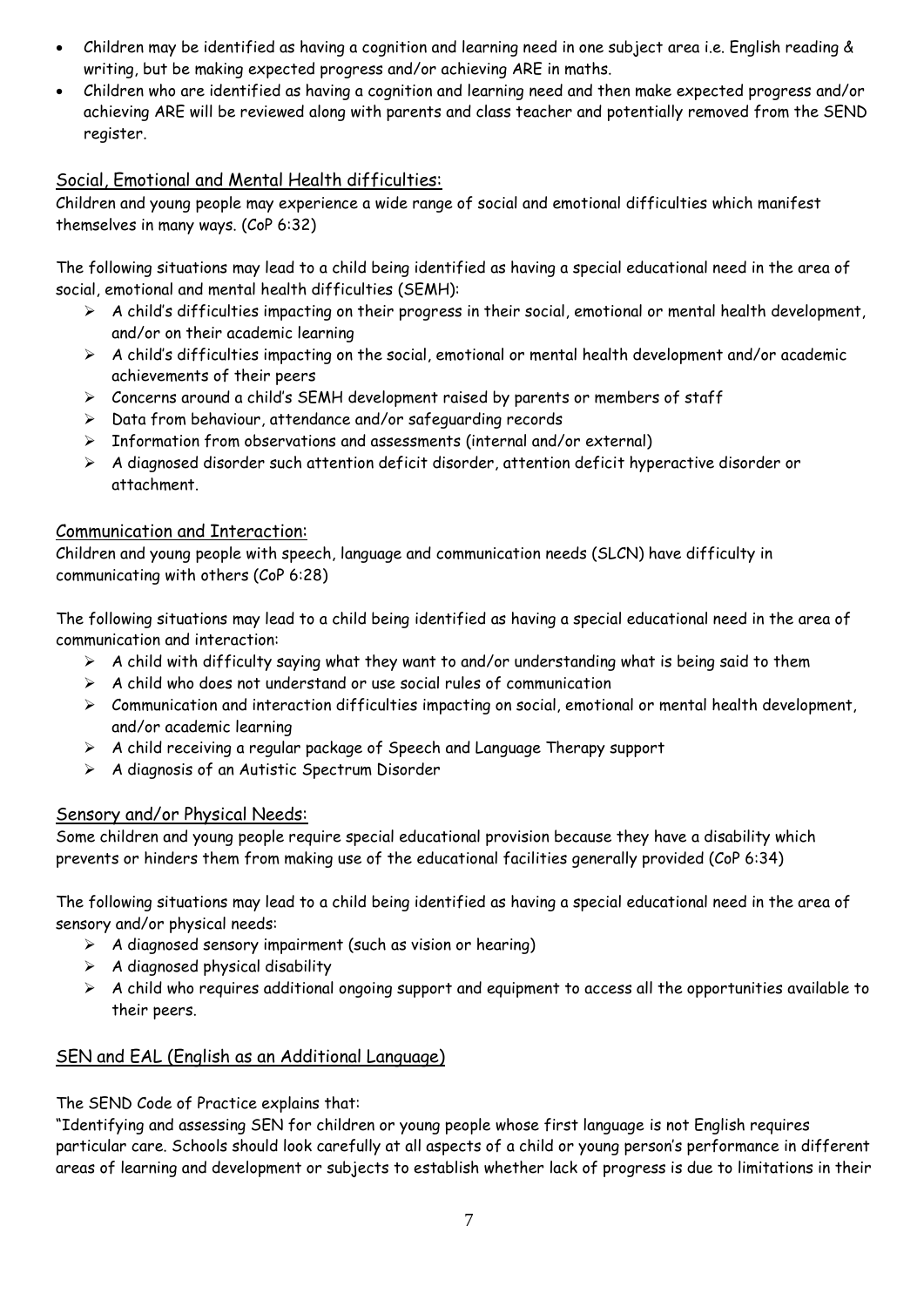- Children may be identified as having a cognition and learning need in one subject area i.e. English reading & writing, but be making expected progress and/or achieving ARE in maths.
- Children who are identified as having a cognition and learning need and then make expected progress and/or achieving ARE will be reviewed along with parents and class teacher and potentially removed from the SEND register.

## Social, Emotional and Mental Health difficulties:

Children and young people may experience a wide range of social and emotional difficulties which manifest themselves in many ways. (CoP 6:32)

The following situations may lead to a child being identified as having a special educational need in the area of social, emotional and mental health difficulties (SEMH):

- A child's difficulties impacting on their progress in their social, emotional or mental health development, and/or on their academic learning
- A child's difficulties impacting on the social, emotional or mental health development and/or academic achievements of their peers
- Concerns around a child's SEMH development raised by parents or members of staff
- Data from behaviour, attendance and/or safeguarding records
- Information from observations and assessments (internal and/or external)
- A diagnosed disorder such attention deficit disorder, attention deficit hyperactive disorder or attachment.

## Communication and Interaction:

Children and young people with speech, language and communication needs (SLCN) have difficulty in communicating with others (CoP 6:28)

The following situations may lead to a child being identified as having a special educational need in the area of communication and interaction:

- A child with difficulty saying what they want to and/or understanding what is being said to them
- A child who does not understand or use social rules of communication
- Communication and interaction difficulties impacting on social, emotional or mental health development, and/or academic learning
- A child receiving a regular package of Speech and Language Therapy support
- A diagnosis of an Autistic Spectrum Disorder

## Sensory and/or Physical Needs:

Some children and young people require special educational provision because they have a disability which prevents or hinders them from making use of the educational facilities generally provided (CoP 6:34)

The following situations may lead to a child being identified as having a special educational need in the area of sensory and/or physical needs:

- A diagnosed sensory impairment (such as vision or hearing)
- A diagnosed physical disability
- A child who requires additional ongoing support and equipment to access all the opportunities available to their peers.

## SEN and EAL (English as an Additional Language)

The SEND Code of Practice explains that:

"Identifying and assessing SEN for children or young people whose first language is not English requires particular care. Schools should look carefully at all aspects of a child or young person's performance in different areas of learning and development or subjects to establish whether lack of progress is due to limitations in their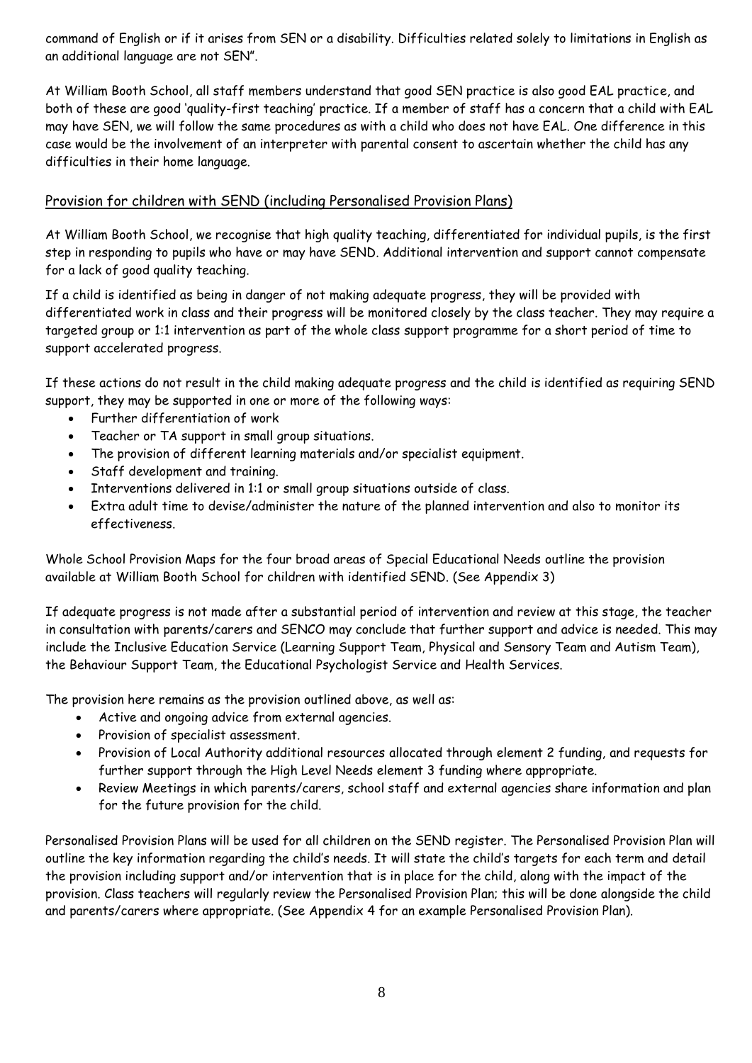command of English or if it arises from SEN or a disability. Difficulties related solely to limitations in English as an additional language are not SEN".

At William Booth School, all staff members understand that good SEN practice is also good EAL practice, and both of these are good 'quality-first teaching' practice. If a member of staff has a concern that a child with EAL may have SEN, we will follow the same procedures as with a child who does not have EAL. One difference in this case would be the involvement of an interpreter with parental consent to ascertain whether the child has any difficulties in their home language.

## Provision for children with SEND (including Personalised Provision Plans)

At William Booth School, we recognise that high quality teaching, differentiated for individual pupils, is the first step in responding to pupils who have or may have SEND. Additional intervention and support cannot compensate for a lack of good quality teaching.

If a child is identified as being in danger of not making adequate progress, they will be provided with differentiated work in class and their progress will be monitored closely by the class teacher. They may require a targeted group or 1:1 intervention as part of the whole class support programme for a short period of time to support accelerated progress.

If these actions do not result in the child making adequate progress and the child is identified as requiring SEND support, they may be supported in one or more of the following ways:

- Further differentiation of work
- Teacher or TA support in small group situations.
- The provision of different learning materials and/or specialist equipment.
- Staff development and training.
- Interventions delivered in 1:1 or small group situations outside of class.
- Extra adult time to devise/administer the nature of the planned intervention and also to monitor its effectiveness.

Whole School Provision Maps for the four broad areas of Special Educational Needs outline the provision available at William Booth School for children with identified SEND. (See Appendix 3)

If adequate progress is not made after a substantial period of intervention and review at this stage, the teacher in consultation with parents/carers and SENCO may conclude that further support and advice is needed. This may include the Inclusive Education Service (Learning Support Team, Physical and Sensory Team and Autism Team), the Behaviour Support Team, the Educational Psychologist Service and Health Services.

The provision here remains as the provision outlined above, as well as:

- Active and ongoing advice from external agencies.
- Provision of specialist assessment.
- Provision of Local Authority additional resources allocated through element 2 funding, and requests for further support through the High Level Needs element 3 funding where appropriate.
- Review Meetings in which parents/carers, school staff and external agencies share information and plan for the future provision for the child.

Personalised Provision Plans will be used for all children on the SEND register. The Personalised Provision Plan will outline the key information regarding the child's needs. It will state the child's targets for each term and detail the provision including support and/or intervention that is in place for the child, along with the impact of the provision. Class teachers will regularly review the Personalised Provision Plan; this will be done alongside the child and parents/carers where appropriate. (See Appendix 4 for an example Personalised Provision Plan).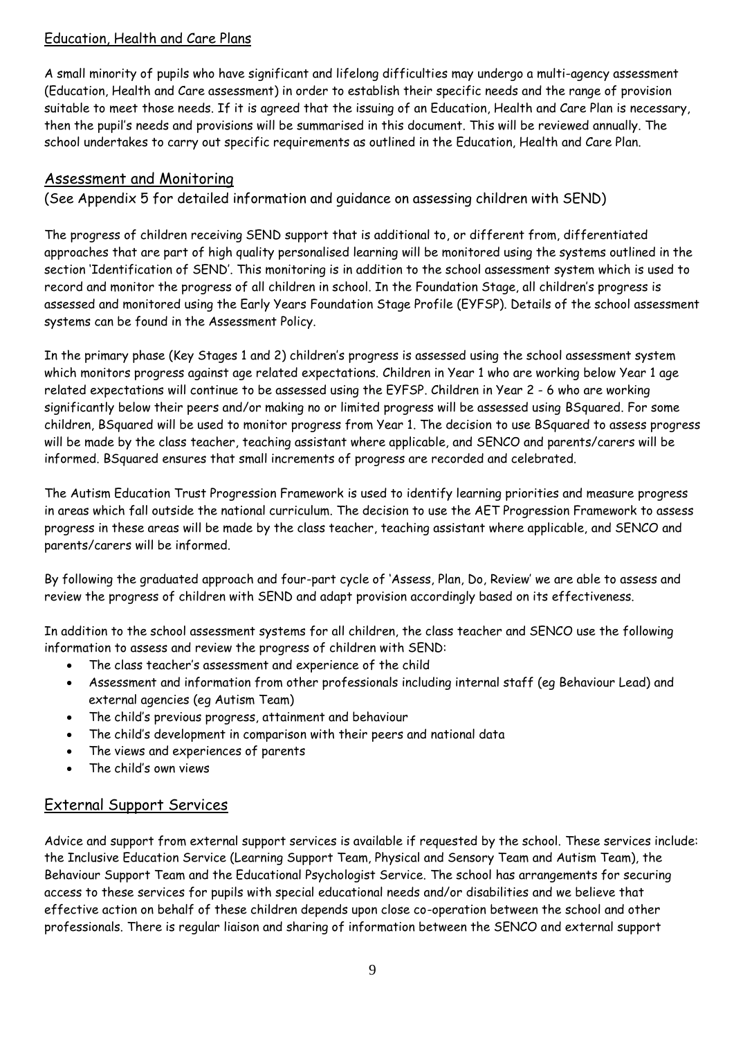## Education, Health and Care Plans

A small minority of pupils who have significant and lifelong difficulties may undergo a multi-agency assessment (Education, Health and Care assessment) in order to establish their specific needs and the range of provision suitable to meet those needs. If it is agreed that the issuing of an Education, Health and Care Plan is necessary, then the pupil's needs and provisions will be summarised in this document. This will be reviewed annually. The school undertakes to carry out specific requirements as outlined in the Education, Health and Care Plan.

## Assessment and Monitoring

(See Appendix 5 for detailed information and guidance on assessing children with SEND)

The progress of children receiving SEND support that is additional to, or different from, differentiated approaches that are part of high quality personalised learning will be monitored using the systems outlined in the section 'Identification of SEND'. This monitoring is in addition to the school assessment system which is used to record and monitor the progress of all children in school. In the Foundation Stage, all children's progress is assessed and monitored using the Early Years Foundation Stage Profile (EYFSP). Details of the school assessment systems can be found in the Assessment Policy.

In the primary phase (Key Stages 1 and 2) children's progress is assessed using the school assessment system which monitors progress against age related expectations. Children in Year 1 who are working below Year 1 age related expectations will continue to be assessed using the EYFSP. Children in Year 2 - 6 who are working significantly below their peers and/or making no or limited progress will be assessed using BSquared. For some children, BSquared will be used to monitor progress from Year 1. The decision to use BSquared to assess progress will be made by the class teacher, teaching assistant where applicable, and SENCO and parents/carers will be informed. BSquared ensures that small increments of progress are recorded and celebrated.

The Autism Education Trust Progression Framework is used to identify learning priorities and measure progress in areas which fall outside the national curriculum. The decision to use the AET Progression Framework to assess progress in these areas will be made by the class teacher, teaching assistant where applicable, and SENCO and parents/carers will be informed.

By following the graduated approach and four-part cycle of 'Assess, Plan, Do, Review' we are able to assess and review the progress of children with SEND and adapt provision accordingly based on its effectiveness.

In addition to the school assessment systems for all children, the class teacher and SENCO use the following information to assess and review the progress of children with SEND:

- The class teacher's assessment and experience of the child
- Assessment and information from other professionals including internal staff (eg Behaviour Lead) and external agencies (eg Autism Team)
- The child's previous progress, attainment and behaviour
- The child's development in comparison with their peers and national data
- The views and experiences of parents
- The child's own views

## External Support Services

Advice and support from external support services is available if requested by the school. These services include: the Inclusive Education Service (Learning Support Team, Physical and Sensory Team and Autism Team), the Behaviour Support Team and the Educational Psychologist Service. The school has arrangements for securing access to these services for pupils with special educational needs and/or disabilities and we believe that effective action on behalf of these children depends upon close co-operation between the school and other professionals. There is regular liaison and sharing of information between the SENCO and external support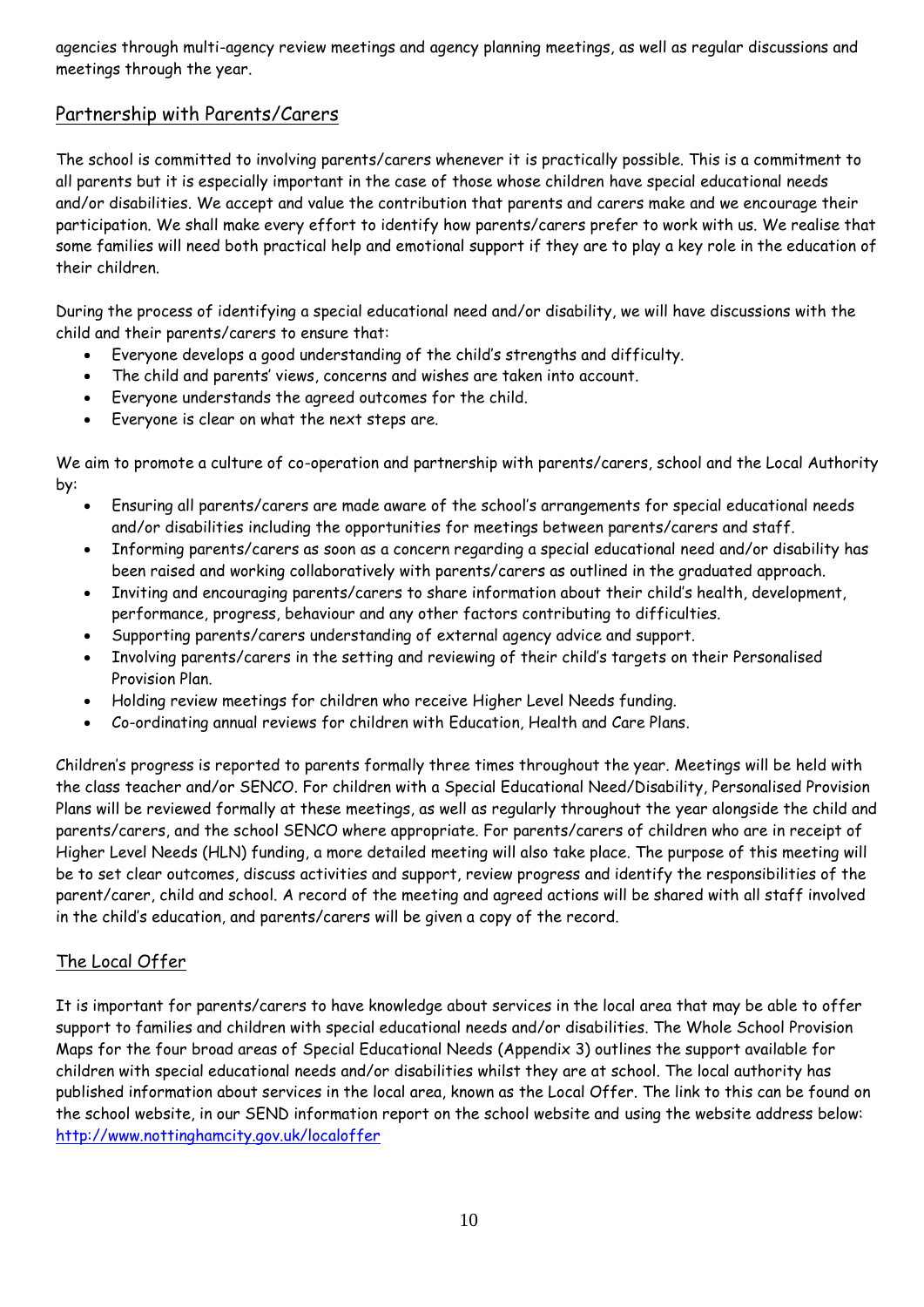agencies through multi-agency review meetings and agency planning meetings, as well as regular discussions and meetings through the year.

## Partnership with Parents/Carers

The school is committed to involving parents/carers whenever it is practically possible. This is a commitment to all parents but it is especially important in the case of those whose children have special educational needs and/or disabilities. We accept and value the contribution that parents and carers make and we encourage their participation. We shall make every effort to identify how parents/carers prefer to work with us. We realise that some families will need both practical help and emotional support if they are to play a key role in the education of their children.

During the process of identifying a special educational need and/or disability, we will have discussions with the child and their parents/carers to ensure that:

- Everyone develops a good understanding of the child's strengths and difficulty.
- The child and parents' views, concerns and wishes are taken into account.
- Everyone understands the agreed outcomes for the child.
- Everyone is clear on what the next steps are.

We aim to promote a culture of co-operation and partnership with parents/carers, school and the Local Authority by:

- Ensuring all parents/carers are made aware of the school's arrangements for special educational needs and/or disabilities including the opportunities for meetings between parents/carers and staff.
- Informing parents/carers as soon as a concern regarding a special educational need and/or disability has been raised and working collaboratively with parents/carers as outlined in the graduated approach.
- Inviting and encouraging parents/carers to share information about their child's health, development, performance, progress, behaviour and any other factors contributing to difficulties.
- Supporting parents/carers understanding of external agency advice and support.
- Involving parents/carers in the setting and reviewing of their child's targets on their Personalised Provision Plan.
- Holding review meetings for children who receive Higher Level Needs funding.
- Co-ordinating annual reviews for children with Education, Health and Care Plans.

Children's progress is reported to parents formally three times throughout the year. Meetings will be held with the class teacher and/or SENCO. For children with a Special Educational Need/Disability, Personalised Provision Plans will be reviewed formally at these meetings, as well as regularly throughout the year alongside the child and parents/carers, and the school SENCO where appropriate. For parents/carers of children who are in receipt of Higher Level Needs (HLN) funding, a more detailed meeting will also take place. The purpose of this meeting will be to set clear outcomes, discuss activities and support, review progress and identify the responsibilities of the parent/carer, child and school. A record of the meeting and agreed actions will be shared with all staff involved in the child's education, and parents/carers will be given a copy of the record.

## The Local Offer

It is important for parents/carers to have knowledge about services in the local area that may be able to offer support to families and children with special educational needs and/or disabilities. The Whole School Provision Maps for the four broad areas of Special Educational Needs (Appendix 3) outlines the support available for children with special educational needs and/or disabilities whilst they are at school. The local authority has published information about services in the local area, known as the Local Offer. The link to this can be found on the school website, in our SEND information report on the school website and using the website address below: http://www.nottinghamcity.gov.uk/localoffer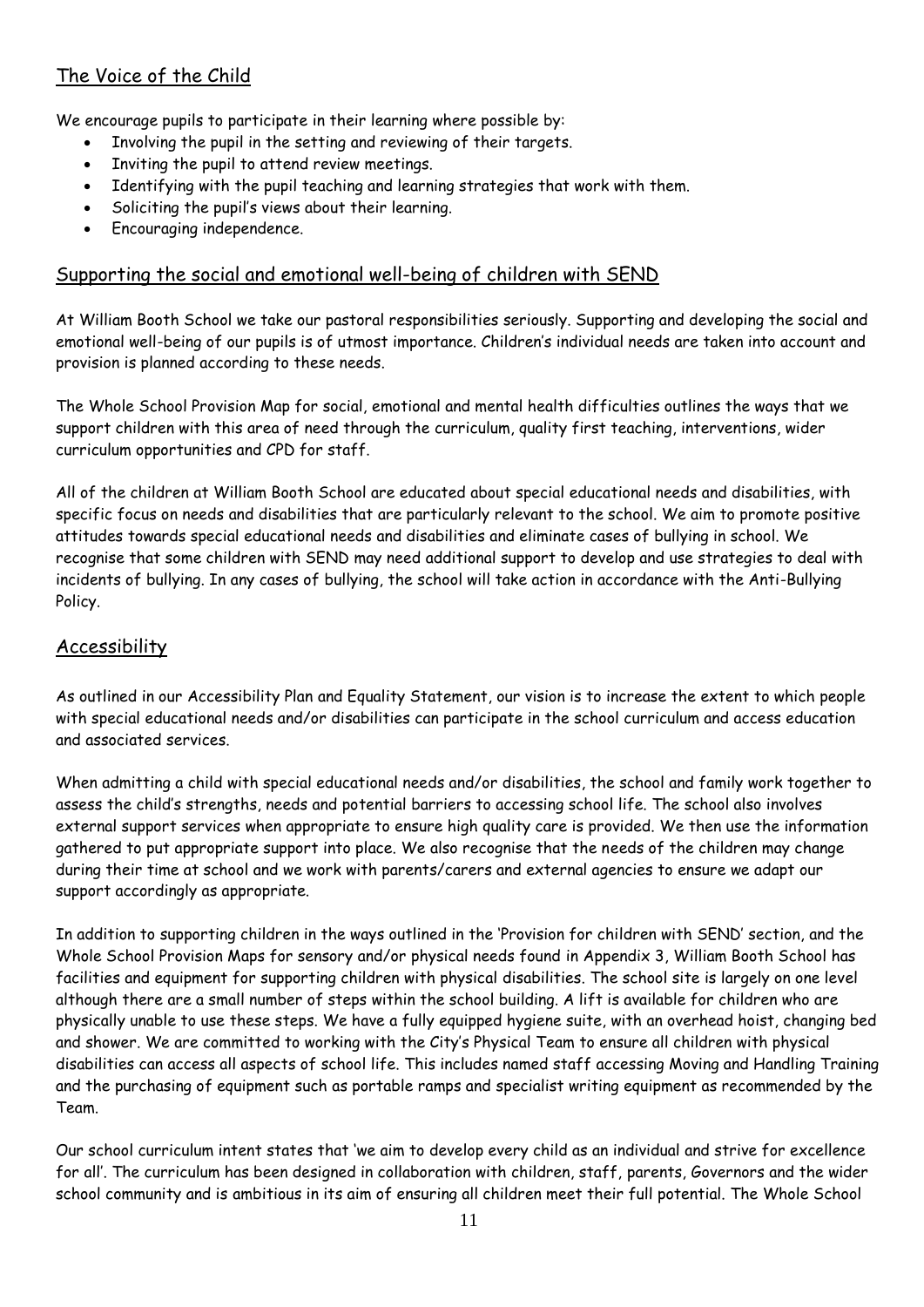## The Voice of the Child

We encourage pupils to participate in their learning where possible by:

- Involving the pupil in the setting and reviewing of their targets.
- Inviting the pupil to attend review meetings.
- Identifying with the pupil teaching and learning strategies that work with them.
- Soliciting the pupil's views about their learning.
- Encouraging independence.

## Supporting the social and emotional well-being of children with SEND

At William Booth School we take our pastoral responsibilities seriously. Supporting and developing the social and emotional well-being of our pupils is of utmost importance. Children's individual needs are taken into account and provision is planned according to these needs.

The Whole School Provision Map for social, emotional and mental health difficulties outlines the ways that we support children with this area of need through the curriculum, quality first teaching, interventions, wider curriculum opportunities and CPD for staff.

All of the children at William Booth School are educated about special educational needs and disabilities, with specific focus on needs and disabilities that are particularly relevant to the school. We aim to promote positive attitudes towards special educational needs and disabilities and eliminate cases of bullying in school. We recognise that some children with SEND may need additional support to develop and use strategies to deal with incidents of bullying. In any cases of bullying, the school will take action in accordance with the Anti-Bullying Policy.

## Accessibility

As outlined in our Accessibility Plan and Equality Statement, our vision is to increase the extent to which people with special educational needs and/or disabilities can participate in the school curriculum and access education and associated services.

When admitting a child with special educational needs and/or disabilities, the school and family work together to assess the child's strengths, needs and potential barriers to accessing school life. The school also involves external support services when appropriate to ensure high quality care is provided. We then use the information gathered to put appropriate support into place. We also recognise that the needs of the children may change during their time at school and we work with parents/carers and external agencies to ensure we adapt our support accordingly as appropriate.

In addition to supporting children in the ways outlined in the 'Provision for children with SEND' section, and the Whole School Provision Maps for sensory and/or physical needs found in Appendix 3, William Booth School has facilities and equipment for supporting children with physical disabilities. The school site is largely on one level although there are a small number of steps within the school building. A lift is available for children who are physically unable to use these steps. We have a fully equipped hygiene suite, with an overhead hoist, changing bed and shower. We are committed to working with the City's Physical Team to ensure all children with physical disabilities can access all aspects of school life. This includes named staff accessing Moving and Handling Training and the purchasing of equipment such as portable ramps and specialist writing equipment as recommended by the Team.

Our school curriculum intent states that 'we aim to develop every child as an individual and strive for excellence for all'. The curriculum has been designed in collaboration with children, staff, parents, Governors and the wider school community and is ambitious in its aim of ensuring all children meet their full potential. The Whole School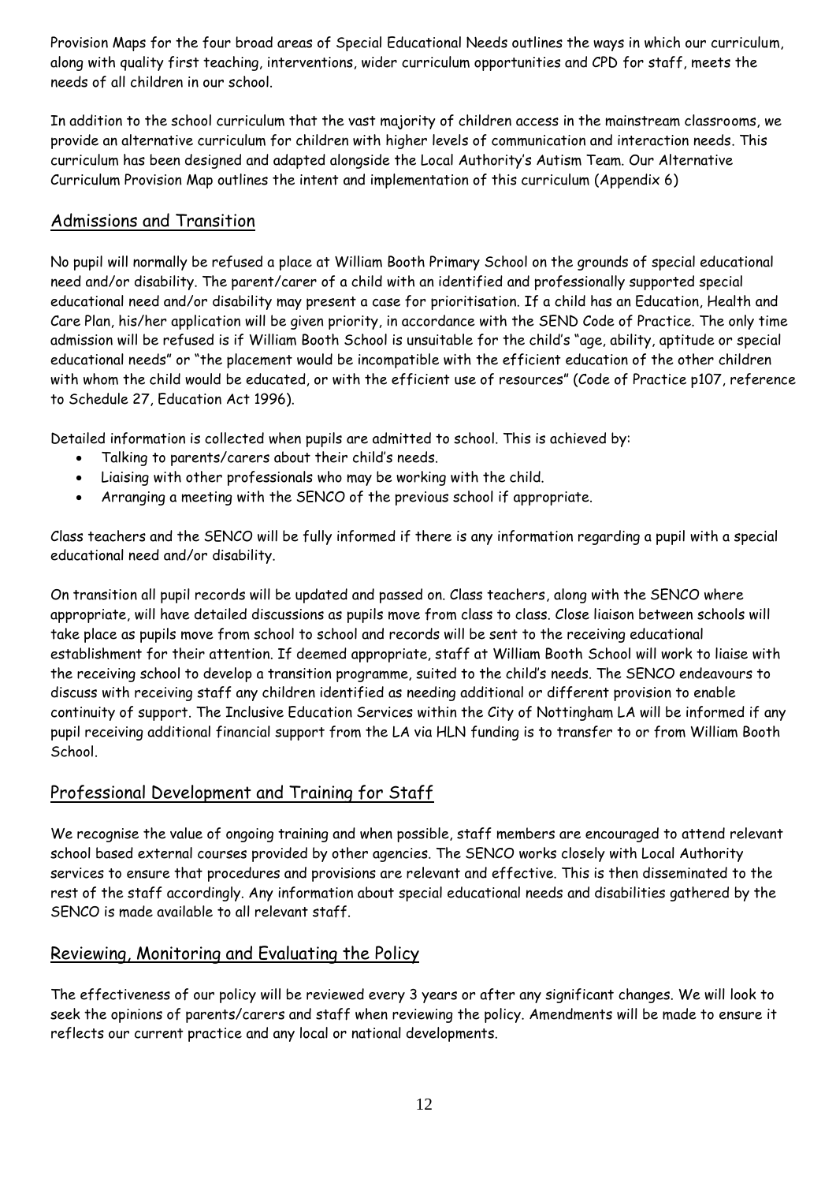Provision Maps for the four broad areas of Special Educational Needs outlines the ways in which our curriculum, along with quality first teaching, interventions, wider curriculum opportunities and CPD for staff, meets the needs of all children in our school.

In addition to the school curriculum that the vast majority of children access in the mainstream classrooms, we provide an alternative curriculum for children with higher levels of communication and interaction needs. This curriculum has been designed and adapted alongside the Local Authority's Autism Team. Our Alternative Curriculum Provision Map outlines the intent and implementation of this curriculum (Appendix 6)

## Admissions and Transition

No pupil will normally be refused a place at William Booth Primary School on the grounds of special educational need and/or disability. The parent/carer of a child with an identified and professionally supported special educational need and/or disability may present a case for prioritisation. If a child has an Education, Health and Care Plan, his/her application will be given priority, in accordance with the SEND Code of Practice. The only time admission will be refused is if William Booth School is unsuitable for the child's "age, ability, aptitude or special educational needs" or "the placement would be incompatible with the efficient education of the other children with whom the child would be educated, or with the efficient use of resources" (Code of Practice p107, reference to Schedule 27, Education Act 1996).

Detailed information is collected when pupils are admitted to school. This is achieved by:

- Talking to parents/carers about their child's needs.
- Liaising with other professionals who may be working with the child.
- Arranging a meeting with the SENCO of the previous school if appropriate.

Class teachers and the SENCO will be fully informed if there is any information regarding a pupil with a special educational need and/or disability.

On transition all pupil records will be updated and passed on. Class teachers, along with the SENCO where appropriate, will have detailed discussions as pupils move from class to class. Close liaison between schools will take place as pupils move from school to school and records will be sent to the receiving educational establishment for their attention. If deemed appropriate, staff at William Booth School will work to liaise with the receiving school to develop a transition programme, suited to the child's needs. The SENCO endeavours to discuss with receiving staff any children identified as needing additional or different provision to enable continuity of support. The Inclusive Education Services within the City of Nottingham LA will be informed if any pupil receiving additional financial support from the LA via HLN funding is to transfer to or from William Booth School.

## Professional Development and Training for Staff

We recognise the value of ongoing training and when possible, staff members are encouraged to attend relevant school based external courses provided by other agencies. The SENCO works closely with Local Authority services to ensure that procedures and provisions are relevant and effective. This is then disseminated to the rest of the staff accordingly. Any information about special educational needs and disabilities gathered by the SENCO is made available to all relevant staff.

## Reviewing, Monitoring and Evaluating the Policy

The effectiveness of our policy will be reviewed every 3 years or after any significant changes. We will look to seek the opinions of parents/carers and staff when reviewing the policy. Amendments will be made to ensure it reflects our current practice and any local or national developments.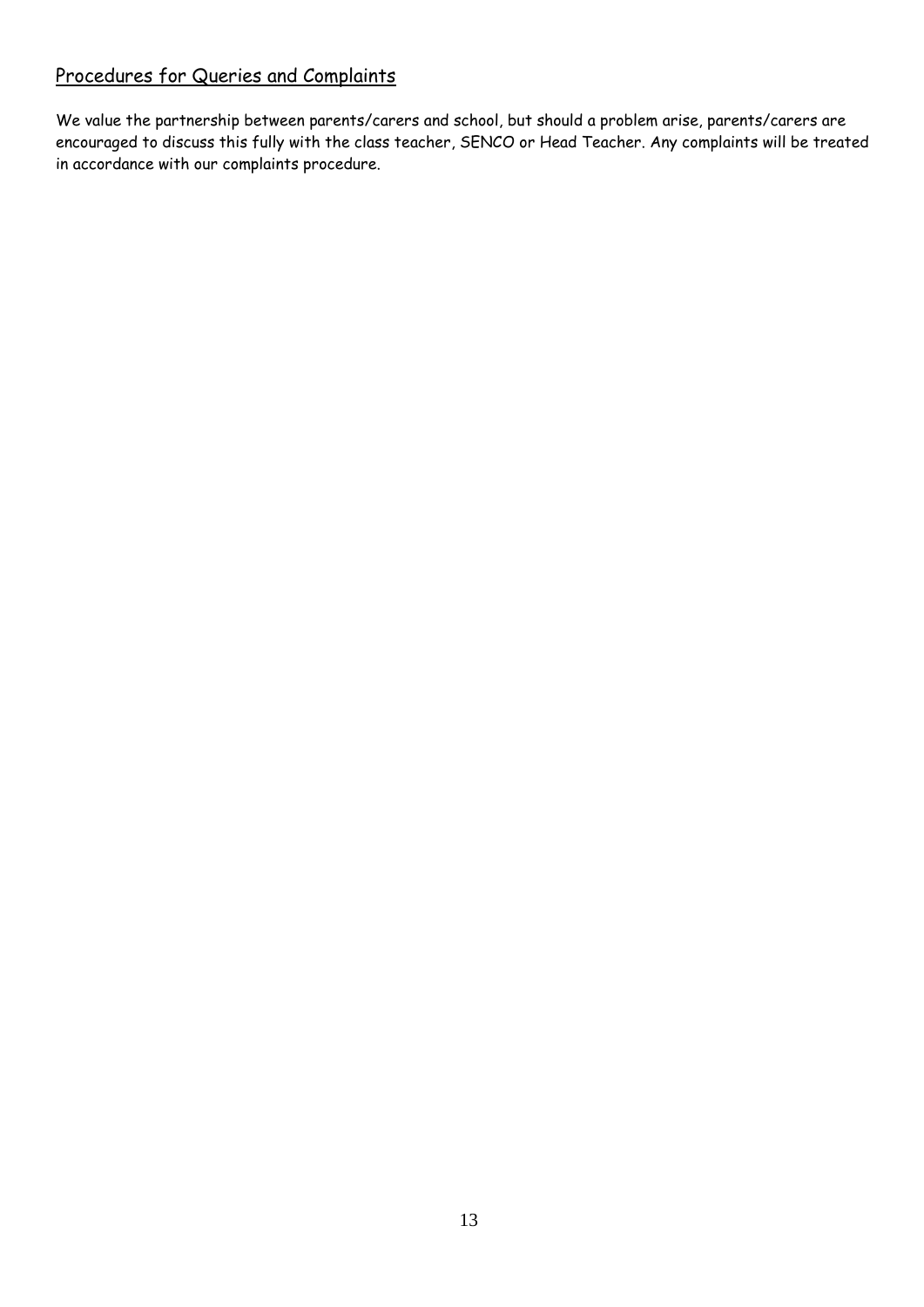## Procedures for Queries and Complaints

We value the partnership between parents/carers and school, but should a problem arise, parents/carers are encouraged to discuss this fully with the class teacher, SENCO or Head Teacher. Any complaints will be treated in accordance with our complaints procedure.